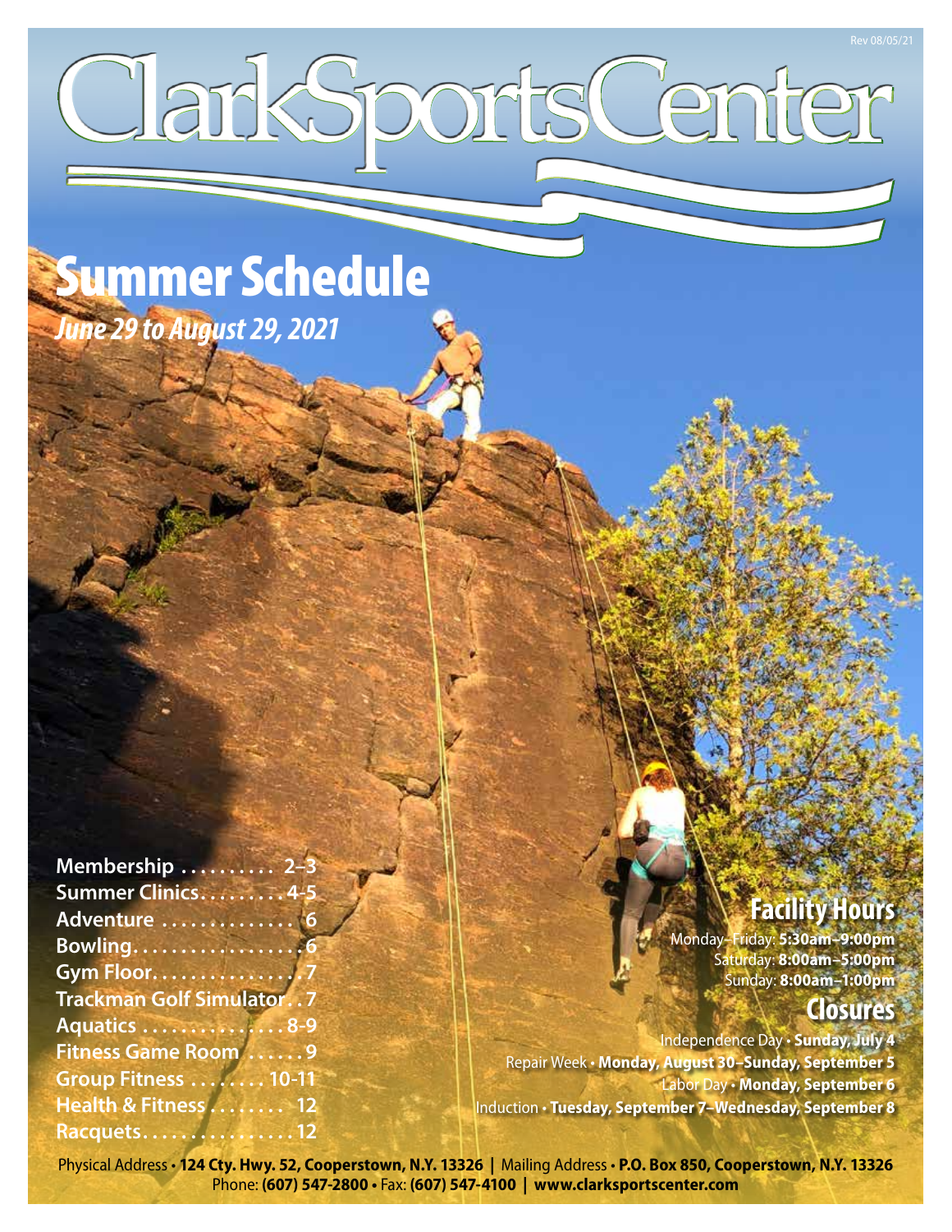Rev 08/05/21

# ClarkSportsCenter

## Summer Schedule

***June 29 to August 29, 2021***

**Membership .......... 2–3**
**Summer Clinics.......... 4-5**
**Adventure .............. 6**
**Bowling.................. 6**
**Gym Floor................ 7**
**Trackman Golf Simulator. . 7**
**Aquatics ............... 8-9**
**Fitness Game Room ...... 9**
**Group Fitness ......... 10-11**
**Health & Fitness ........ 12**
**Racquets................ 12**

## Facility Hours

Monday–Friday: **5:30am–9:00pm**
Saturday: **8:00am–5:00pm**
Sunday: **8:00am–1:00pm**

## Closures

Independence Day • **Sunday, July 4**
Repair Week • **Monday, August 30–Sunday, September 5**
Labor Day • **Monday, September 6**
Induction • **Tuesday, September 7–Wednesday, September 8**

Physical Address • **124 Cty. Hwy. 52, Cooperstown, N.Y. 13326** | Mailing Address • **P.O. Box 850, Cooperstown, N.Y. 13326**
Phone: **(607) 547-2800** • Fax: **(607) 547-4100** | **www.clarksportscenter.com**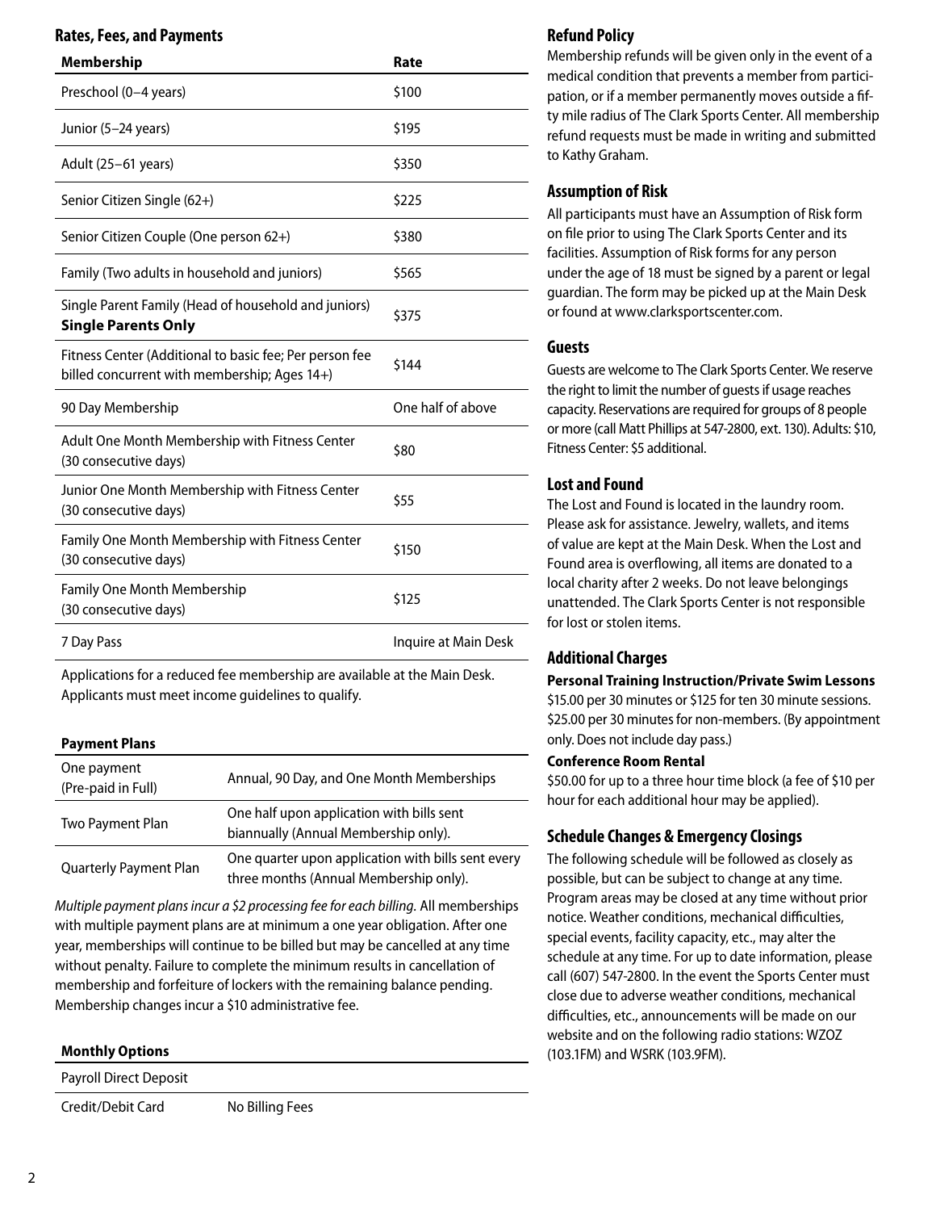## Rates, Fees, and Payments

| Membership | Rate |
|---|---|
| Preschool (0–4 years) | $100 |
| Junior (5–24 years) | $195 |
| Adult (25–61 years) | $350 |
| Senior Citizen Single (62+) | $225 |
| Senior Citizen Couple (One person 62+) | $380 |
| Family (Two adults in household and juniors) | $565 |
| Single Parent Family (Head of household and juniors) **Single Parents Only** | $375 |
| Fitness Center (Additional to basic fee; Per person fee billed concurrent with membership; Ages 14+) | $144 |
| 90 Day Membership | One half of above |
| Adult One Month Membership with Fitness Center (30 consecutive days) | $80 |
| Junior One Month Membership with Fitness Center (30 consecutive days) | $55 |
| Family One Month Membership with Fitness Center (30 consecutive days) | $150 |
| Family One Month Membership (30 consecutive days) | $125 |
| 7 Day Pass | Inquire at Main Desk |

Applications for a reduced fee membership are available at the Main Desk. Applicants must meet income guidelines to qualify.

| **Payment Plans** | |
|---|---|
| One payment (Pre-paid in Full) | Annual, 90 Day, and One Month Memberships |
| Two Payment Plan | One half upon application with bills sent biannually (Annual Membership only). |
| Quarterly Payment Plan | One quarter upon application with bills sent every three months (Annual Membership only). |

*Multiple payment plans incur a $2 processing fee for each billing.* All memberships with multiple payment plans are at minimum a one year obligation. After one year, memberships will continue to be billed but may be cancelled at any time without penalty. Failure to complete the minimum results in cancellation of membership and forfeiture of lockers with the remaining balance pending. Membership changes incur a $10 administrative fee.

| **Monthly Options** | |
|---|---|
| Payroll Direct Deposit | |
| Credit/Debit Card | No Billing Fees |

## Refund Policy

Membership refunds will be given only in the event of a medical condition that prevents a member from participation, or if a member permanently moves outside a fifty mile radius of The Clark Sports Center. All membership refund requests must be made in writing and submitted to Kathy Graham.

## Assumption of Risk

All participants must have an Assumption of Risk form on file prior to using The Clark Sports Center and its facilities. Assumption of Risk forms for any person under the age of 18 must be signed by a parent or legal guardian. The form may be picked up at the Main Desk or found at www.clarksportscenter.com.

## Guests

Guests are welcome to The Clark Sports Center. We reserve the right to limit the number of guests if usage reaches capacity. Reservations are required for groups of 8 people or more (call Matt Phillips at 547-2800, ext. 130). Adults: $10, Fitness Center: $5 additional.

## Lost and Found

The Lost and Found is located in the laundry room. Please ask for assistance. Jewelry, wallets, and items of value are kept at the Main Desk. When the Lost and Found area is overflowing, all items are donated to a local charity after 2 weeks. Do not leave belongings unattended. The Clark Sports Center is not responsible for lost or stolen items.

## Additional Charges

**Personal Training Instruction/Private Swim Lessons**

$15.00 per 30 minutes or $125 for ten 30 minute sessions. $25.00 per 30 minutes for non-members. (By appointment only. Does not include day pass.)

**Conference Room Rental**

$50.00 for up to a three hour time block (a fee of $10 per hour for each additional hour may be applied).

## Schedule Changes & Emergency Closings

The following schedule will be followed as closely as possible, but can be subject to change at any time. Program areas may be closed at any time without prior notice. Weather conditions, mechanical difficulties, special events, facility capacity, etc., may alter the schedule at any time. For up to date information, please call (607) 547-2800. In the event the Sports Center must close due to adverse weather conditions, mechanical difficulties, etc., announcements will be made on our website and on the following radio stations: WZOZ (103.1FM) and WSRK (103.9FM).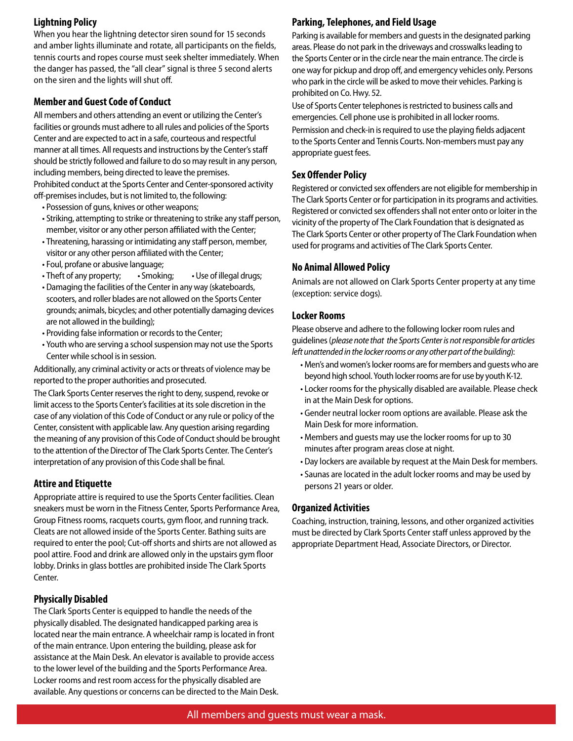## Lightning Policy

When you hear the lightning detector siren sound for 15 seconds and amber lights illuminate and rotate, all participants on the fields, tennis courts and ropes course must seek shelter immediately. When the danger has passed, the "all clear" signal is three 5 second alerts on the siren and the lights will shut off.

## Member and Guest Code of Conduct

All members and others attending an event or utilizing the Center's facilities or grounds must adhere to all rules and policies of the Sports Center and are expected to act in a safe, courteous and respectful manner at all times. All requests and instructions by the Center's staff should be strictly followed and failure to do so may result in any person, including members, being directed to leave the premises.

Prohibited conduct at the Sports Center and Center-sponsored activity off-premises includes, but is not limited to, the following:

- Possession of guns, knives or other weapons;
- Striking, attempting to strike or threatening to strike any staff person, member, visitor or any other person affiliated with the Center;
- Threatening, harassing or intimidating any staff person, member, visitor or any other person affiliated with the Center;
- Foul, profane or abusive language;
- Theft of any property;
- Smoking;
- Use of illegal drugs;
- Damaging the facilities of the Center in any way (skateboards, scooters, and roller blades are not allowed on the Sports Center grounds; animals, bicycles; and other potentially damaging devices are not allowed in the building);
- Providing false information or records to the Center;
- Youth who are serving a school suspension may not use the Sports Center while school is in session.

Additionally, any criminal activity or acts or threats of violence may be reported to the proper authorities and prosecuted.

The Clark Sports Center reserves the right to deny, suspend, revoke or limit access to the Sports Center's facilities at its sole discretion in the case of any violation of this Code of Conduct or any rule or policy of the Center, consistent with applicable law. Any question arising regarding the meaning of any provision of this Code of Conduct should be brought to the attention of the Director of The Clark Sports Center. The Center's interpretation of any provision of this Code shall be final.

## Attire and Etiquette

Appropriate attire is required to use the Sports Center facilities. Clean sneakers must be worn in the Fitness Center, Sports Performance Area, Group Fitness rooms, racquets courts, gym floor, and running track. Cleats are not allowed inside of the Sports Center. Bathing suits are required to enter the pool; Cut-off shorts and shirts are not allowed as pool attire. Food and drink are allowed only in the upstairs gym floor lobby. Drinks in glass bottles are prohibited inside The Clark Sports Center.

## Physically Disabled

The Clark Sports Center is equipped to handle the needs of the physically disabled. The designated handicapped parking area is located near the main entrance. A wheelchair ramp is located in front of the main entrance. Upon entering the building, please ask for assistance at the Main Desk. An elevator is available to provide access to the lower level of the building and the Sports Performance Area. Locker rooms and rest room access for the physically disabled are available. Any questions or concerns can be directed to the Main Desk.

## Parking, Telephones, and Field Usage

Parking is available for members and guests in the designated parking areas. Please do not park in the driveways and crosswalks leading to the Sports Center or in the circle near the main entrance. The circle is one way for pickup and drop off, and emergency vehicles only. Persons who park in the circle will be asked to move their vehicles. Parking is prohibited on Co. Hwy. 52.

Use of Sports Center telephones is restricted to business calls and emergencies. Cell phone use is prohibited in all locker rooms.

Permission and check-in is required to use the playing fields adjacent to the Sports Center and Tennis Courts. Non-members must pay any appropriate guest fees.

## Sex Offender Policy

Registered or convicted sex offenders are not eligible for membership in The Clark Sports Center or for participation in its programs and activities. Registered or convicted sex offenders shall not enter onto or loiter in the vicinity of the property of The Clark Foundation that is designated as The Clark Sports Center or other property of The Clark Foundation when used for programs and activities of The Clark Sports Center.

## No Animal Allowed Policy

Animals are not allowed on Clark Sports Center property at any time (exception: service dogs).

## Locker Rooms

Please observe and adhere to the following locker room rules and guidelines (*please note that the Sports Center is not responsible for articles left unattended in the locker rooms or any other part of the building*):

- Men's and women's locker rooms are for members and guests who are beyond high school. Youth locker rooms are for use by youth K-12.
- Locker rooms for the physically disabled are available. Please check in at the Main Desk for options.
- Gender neutral locker room options are available. Please ask the Main Desk for more information.
- Members and guests may use the locker rooms for up to 30 minutes after program areas close at night.
- Day lockers are available by request at the Main Desk for members.
- Saunas are located in the adult locker rooms and may be used by persons 21 years or older.

## Organized Activities

Coaching, instruction, training, lessons, and other organized activities must be directed by Clark Sports Center staff unless approved by the appropriate Department Head, Associate Directors, or Director.

All members and guests must wear a mask.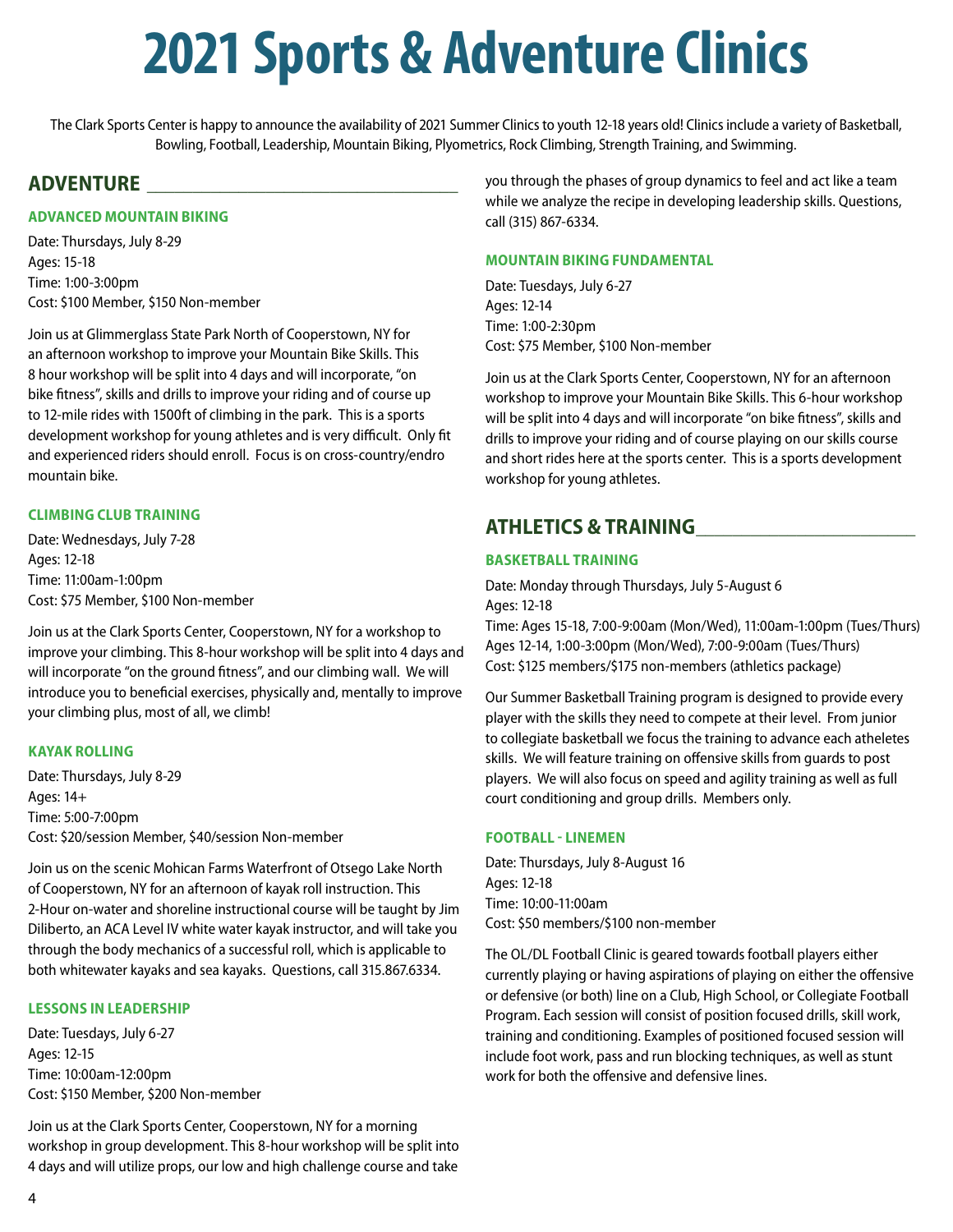# 2021 Sports & Adventure Clinics

The Clark Sports Center is happy to announce the availability of 2021 Summer Clinics to youth 12-18 years old! Clinics include a variety of Basketball, Bowling, Football, Leadership, Mountain Biking, Plyometrics, Rock Climbing, Strength Training, and Swimming.

## ADVENTURE

### ADVANCED MOUNTAIN BIKING

Date: Thursdays, July 8-29
Ages: 15-18
Time: 1:00-3:00pm
Cost: $100 Member, $150 Non-member

Join us at Glimmerglass State Park North of Cooperstown, NY for an afternoon workshop to improve your Mountain Bike Skills. This 8 hour workshop will be split into 4 days and will incorporate, "on bike fitness", skills and drills to improve your riding and of course up to 12-mile rides with 1500ft of climbing in the park. This is a sports development workshop for young athletes and is very difficult. Only fit and experienced riders should enroll. Focus is on cross-country/endro mountain bike.

### CLIMBING CLUB TRAINING

Date: Wednesdays, July 7-28
Ages: 12-18
Time: 11:00am-1:00pm
Cost: $75 Member, $100 Non-member

Join us at the Clark Sports Center, Cooperstown, NY for a workshop to improve your climbing. This 8-hour workshop will be split into 4 days and will incorporate "on the ground fitness", and our climbing wall. We will introduce you to beneficial exercises, physically and, mentally to improve your climbing plus, most of all, we climb!

### KAYAK ROLLING

Date: Thursdays, July 8-29
Ages: 14+
Time: 5:00-7:00pm
Cost: $20/session Member, $40/session Non-member

Join us on the scenic Mohican Farms Waterfront of Otsego Lake North of Cooperstown, NY for an afternoon of kayak roll instruction. This 2-Hour on-water and shoreline instructional course will be taught by Jim Diliberto, an ACA Level IV white water kayak instructor, and will take you through the body mechanics of a successful roll, which is applicable to both whitewater kayaks and sea kayaks. Questions, call 315.867.6334.

### LESSONS IN LEADERSHIP

Date: Tuesdays, July 6-27
Ages: 12-15
Time: 10:00am-12:00pm
Cost: $150 Member, $200 Non-member

Join us at the Clark Sports Center, Cooperstown, NY for a morning workshop in group development. This 8-hour workshop will be split into 4 days and will utilize props, our low and high challenge course and take you through the phases of group dynamics to feel and act like a team while we analyze the recipe in developing leadership skills. Questions, call (315) 867-6334.

### MOUNTAIN BIKING FUNDAMENTAL

Date: Tuesdays, July 6-27
Ages: 12-14
Time: 1:00-2:30pm
Cost: $75 Member, $100 Non-member

Join us at the Clark Sports Center, Cooperstown, NY for an afternoon workshop to improve your Mountain Bike Skills. This 6-hour workshop will be split into 4 days and will incorporate "on bike fitness", skills and drills to improve your riding and of course playing on our skills course and short rides here at the sports center. This is a sports development workshop for young athletes.

## ATHLETICS & TRAINING

### BASKETBALL TRAINING

Date: Monday through Thursdays, July 5-August 6
Ages: 12-18
Time: Ages 15-18, 7:00-9:00am (Mon/Wed), 11:00am-1:00pm (Tues/Thurs)
Ages 12-14, 1:00-3:00pm (Mon/Wed), 7:00-9:00am (Tues/Thurs)
Cost: $125 members/$175 non-members (athletics package)

Our Summer Basketball Training program is designed to provide every player with the skills they need to compete at their level. From junior to collegiate basketball we focus the training to advance each atheletes skills. We will feature training on offensive skills from guards to post players. We will also focus on speed and agility training as well as full court conditioning and group drills. Members only.

### FOOTBALL - LINEMEN

Date: Thursdays, July 8-August 16
Ages: 12-18
Time: 10:00-11:00am
Cost: $50 members/$100 non-member

The OL/DL Football Clinic is geared towards football players either currently playing or having aspirations of playing on either the offensive or defensive (or both) line on a Club, High School, or Collegiate Football Program. Each session will consist of position focused drills, skill work, training and conditioning. Examples of positioned focused session will include foot work, pass and run blocking techniques, as well as stunt work for both the offensive and defensive lines.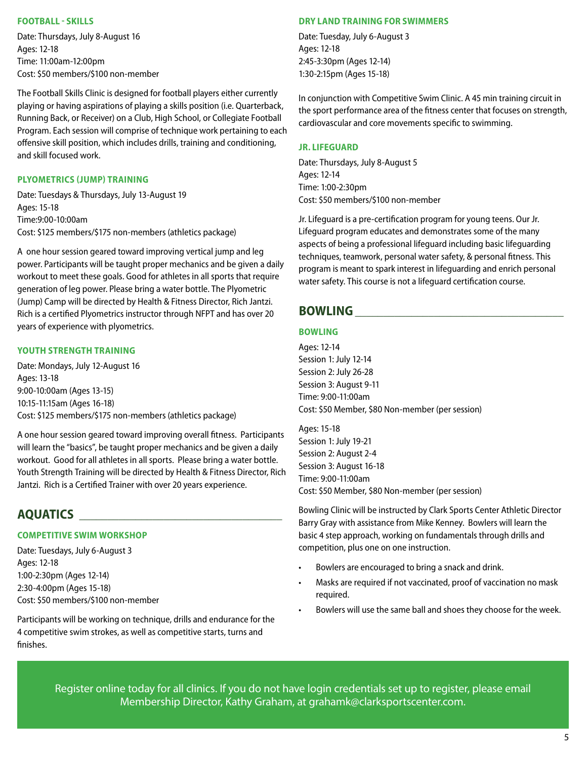### FOOTBALL - SKILLS

Date: Thursdays, July 8-August 16
Ages: 12-18
Time: 11:00am-12:00pm
Cost: $50 members/$100 non-member

The Football Skills Clinic is designed for football players either currently playing or having aspirations of playing a skills position (i.e. Quarterback, Running Back, or Receiver) on a Club, High School, or Collegiate Football Program. Each session will comprise of technique work pertaining to each offensive skill position, which includes drills, training and conditioning, and skill focused work.

### PLYOMETRICS (JUMP) TRAINING

Date: Tuesdays & Thursdays, July 13-August 19
Ages: 15-18
Time:9:00-10:00am
Cost: $125 members/$175 non-members (athletics package)

A one hour session geared toward improving vertical jump and leg power. Participants will be taught proper mechanics and be given a daily workout to meet these goals. Good for athletes in all sports that require generation of leg power. Please bring a water bottle. The Plyometric (Jump) Camp will be directed by Health & Fitness Director, Rich Jantzi. Rich is a certified Plyometrics instructor through NFPT and has over 20 years of experience with plyometrics.

### YOUTH STRENGTH TRAINING

Date: Mondays, July 12-August 16
Ages: 13-18
9:00-10:00am (Ages 13-15)
10:15-11:15am (Ages 16-18)
Cost: $125 members/$175 non-members (athletics package)

A one hour session geared toward improving overall fitness. Participants will learn the "basics", be taught proper mechanics and be given a daily workout. Good for all athletes in all sports. Please bring a water bottle. Youth Strength Training will be directed by Health & Fitness Director, Rich Jantzi. Rich is a Certified Trainer with over 20 years experience.

## AQUATICS

### COMPETITIVE SWIM WORKSHOP

Date: Tuesdays, July 6-August 3
Ages: 12-18
1:00-2:30pm (Ages 12-14)
2:30-4:00pm (Ages 15-18)
Cost: $50 members/$100 non-member

Participants will be working on technique, drills and endurance for the 4 competitive swim strokes, as well as competitive starts, turns and finishes.

### DRY LAND TRAINING FOR SWIMMERS

Date: Tuesday, July 6-August 3
Ages: 12-18
2:45-3:30pm (Ages 12-14)
1:30-2:15pm (Ages 15-18)

In conjunction with Competitive Swim Clinic. A 45 min training circuit in the sport performance area of the fitness center that focuses on strength, cardiovascular and core movements specific to swimming.

### JR. LIFEGUARD

Date: Thursdays, July 8-August 5
Ages: 12-14
Time: 1:00-2:30pm
Cost: $50 members/$100 non-member

Jr. Lifeguard is a pre-certification program for young teens. Our Jr. Lifeguard program educates and demonstrates some of the many aspects of being a professional lifeguard including basic lifeguarding techniques, teamwork, personal water safety, & personal fitness. This program is meant to spark interest in lifeguarding and enrich personal water safety. This course is not a lifeguard certification course.

## BOWLING

### BOWLING

Ages: 12-14
Session 1: July 12-14
Session 2: July 26-28
Session 3: August 9-11
Time: 9:00-11:00am
Cost: $50 Member, $80 Non-member (per session)

Ages: 15-18
Session 1: July 19-21
Session 2: August 2-4
Session 3: August 16-18
Time: 9:00-11:00am
Cost: $50 Member, $80 Non-member (per session)

Bowling Clinic will be instructed by Clark Sports Center Athletic Director Barry Gray with assistance from Mike Kenney. Bowlers will learn the basic 4 step approach, working on fundamentals through drills and competition, plus one on one instruction.

- Bowlers are encouraged to bring a snack and drink.
- Masks are required if not vaccinated, proof of vaccination no mask required.
- Bowlers will use the same ball and shoes they choose for the week.

Register online today for all clinics. If you do not have login credentials set up to register, please email Membership Director, Kathy Graham, at grahamk@clarksportscenter.com.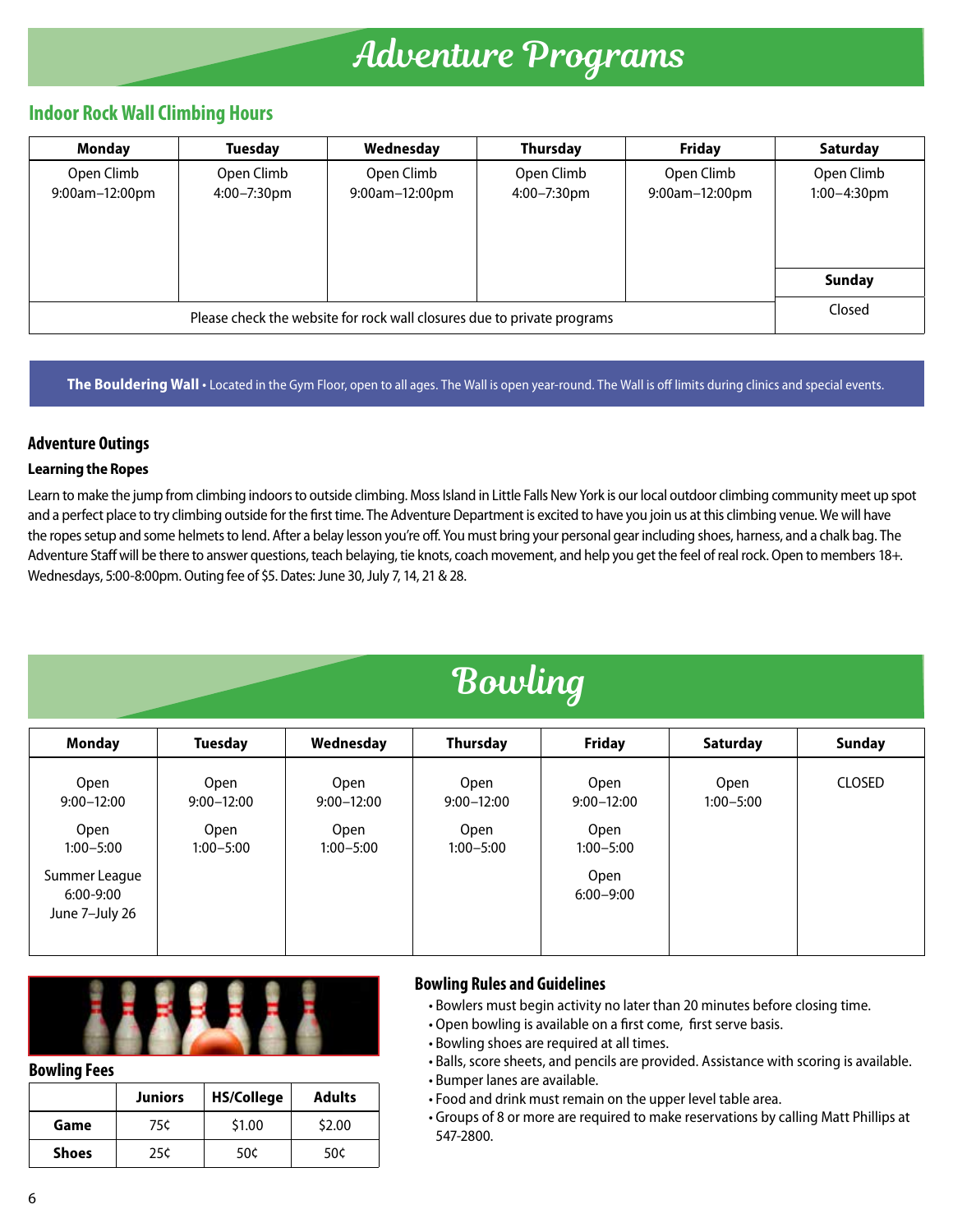# Adventure Programs

## Indoor Rock Wall Climbing Hours

| Monday | Tuesday | Wednesday | Thursday | Friday | Saturday |
|---|---|---|---|---|---|
| Open Climb 9:00am–12:00pm | Open Climb 4:00–7:30pm | Open Climb 9:00am–12:00pm | Open Climb 4:00–7:30pm | Open Climb 9:00am–12:00pm | Open Climb 1:00–4:30pm |
| | | | | | **Sunday** |
| Please check the website for rock wall closures due to private programs | | | | | Closed |

**The Bouldering Wall** • Located in the Gym Floor, open to all ages. The Wall is open year-round. The Wall is off limits during clinics and special events.

### Adventure Outings

#### Learning the Ropes

Learn to make the jump from climbing indoors to outside climbing. Moss Island in Little Falls New York is our local outdoor climbing community meet up spot and a perfect place to try climbing outside for the first time. The Adventure Department is excited to have you join us at this climbing venue. We will have the ropes setup and some helmets to lend. After a belay lesson you're off. You must bring your personal gear including shoes, harness, and a chalk bag. The Adventure Staff will be there to answer questions, teach belaying, tie knots, coach movement, and help you get the feel of real rock. Open to members 18+. Wednesdays, 5:00-8:00pm. Outing fee of $5. Dates: June 30, July 7, 14, 21 & 28.

# Bowling

| Monday | Tuesday | Wednesday | Thursday | Friday | Saturday | Sunday |
|---|---|---|---|---|---|---|
| Open 9:00–12:00<br>Open 1:00–5:00<br>Summer League 6:00-9:00 June 7–July 26 | Open 9:00–12:00<br>Open 1:00–5:00 | Open 9:00–12:00<br>Open 1:00–5:00 | Open 9:00–12:00<br>Open 1:00–5:00 | Open 9:00–12:00<br>Open 1:00–5:00<br>Open 6:00–9:00 | Open 1:00–5:00 | CLOSED |

### Bowling Fees

| | Juniors | HS/College | Adults |
|---|---|---|---|
| **Game** | 75¢ | $1.00 | $2.00 |
| **Shoes** | 25¢ | 50¢ | 50¢ |

### Bowling Rules and Guidelines

- Bowlers must begin activity no later than 20 minutes before closing time.
- Open bowling is available on a first come, first serve basis.
- Bowling shoes are required at all times.
- Balls, score sheets, and pencils are provided. Assistance with scoring is available.
- Bumper lanes are available.
- Food and drink must remain on the upper level table area.
- Groups of 8 or more are required to make reservations by calling Matt Phillips at 547-2800.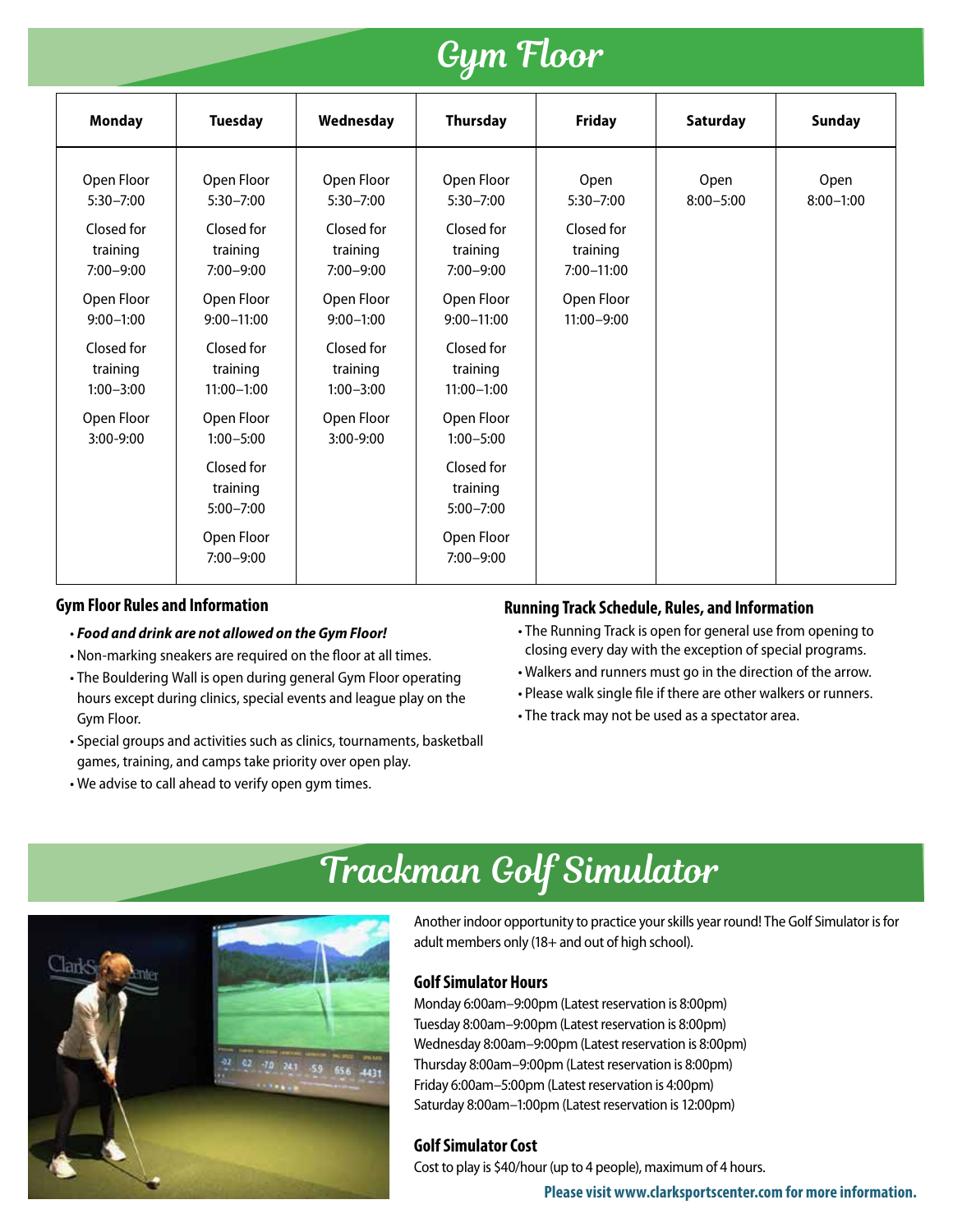# Gym Floor

| Monday | Tuesday | Wednesday | Thursday | Friday | Saturday | Sunday |
|---|---|---|---|---|---|---|
| Open Floor 5:30–7:00 | Open Floor 5:30–7:00 | Open Floor 5:30–7:00 | Open Floor 5:30–7:00 | Open 5:30–7:00 | Open 8:00–5:00 | Open 8:00–1:00 |
| Closed for training 7:00–9:00 | Closed for training 7:00–9:00 | Closed for training 7:00–9:00 | Closed for training 7:00–9:00 | Closed for training 7:00–11:00 | | |
| Open Floor 9:00–1:00 | Open Floor 9:00–11:00 | Open Floor 9:00–1:00 | Open Floor 9:00–11:00 | Open Floor 11:00–9:00 | | |
| Closed for training 1:00–3:00 | Closed for training 11:00–1:00 | Closed for training 1:00–3:00 | Closed for training 11:00–1:00 | | | |
| Open Floor 3:00-9:00 | Open Floor 1:00–5:00 | Open Floor 3:00-9:00 | Open Floor 1:00–5:00 | | | |
| | Closed for training 5:00–7:00 | | Closed for training 5:00–7:00 | | | |
| | Open Floor 7:00–9:00 | | Open Floor 7:00–9:00 | | | |

### Gym Floor Rules and Information

- ***Food and drink are not allowed on the Gym Floor!***
- Non-marking sneakers are required on the floor at all times.
- The Bouldering Wall is open during general Gym Floor operating hours except during clinics, special events and league play on the Gym Floor.
- Special groups and activities such as clinics, tournaments, basketball games, training, and camps take priority over open play.
- We advise to call ahead to verify open gym times.

### Running Track Schedule, Rules, and Information

- The Running Track is open for general use from opening to closing every day with the exception of special programs.
- Walkers and runners must go in the direction of the arrow.
- Please walk single file if there are other walkers or runners.
- The track may not be used as a spectator area.

# Trackman Golf Simulator

Another indoor opportunity to practice your skills year round! The Golf Simulator is for adult members only (18+ and out of high school).

### Golf Simulator Hours

Monday 6:00am–9:00pm (Latest reservation is 8:00pm)
Tuesday 8:00am–9:00pm (Latest reservation is 8:00pm)
Wednesday 8:00am–9:00pm (Latest reservation is 8:00pm)
Thursday 8:00am–9:00pm (Latest reservation is 8:00pm)
Friday 6:00am–5:00pm (Latest reservation is 4:00pm)
Saturday 8:00am–1:00pm (Latest reservation is 12:00pm)

### Golf Simulator Cost

Cost to play is $40/hour (up to 4 people), maximum of 4 hours.

**Please visit www.clarksportscenter.com for more information.**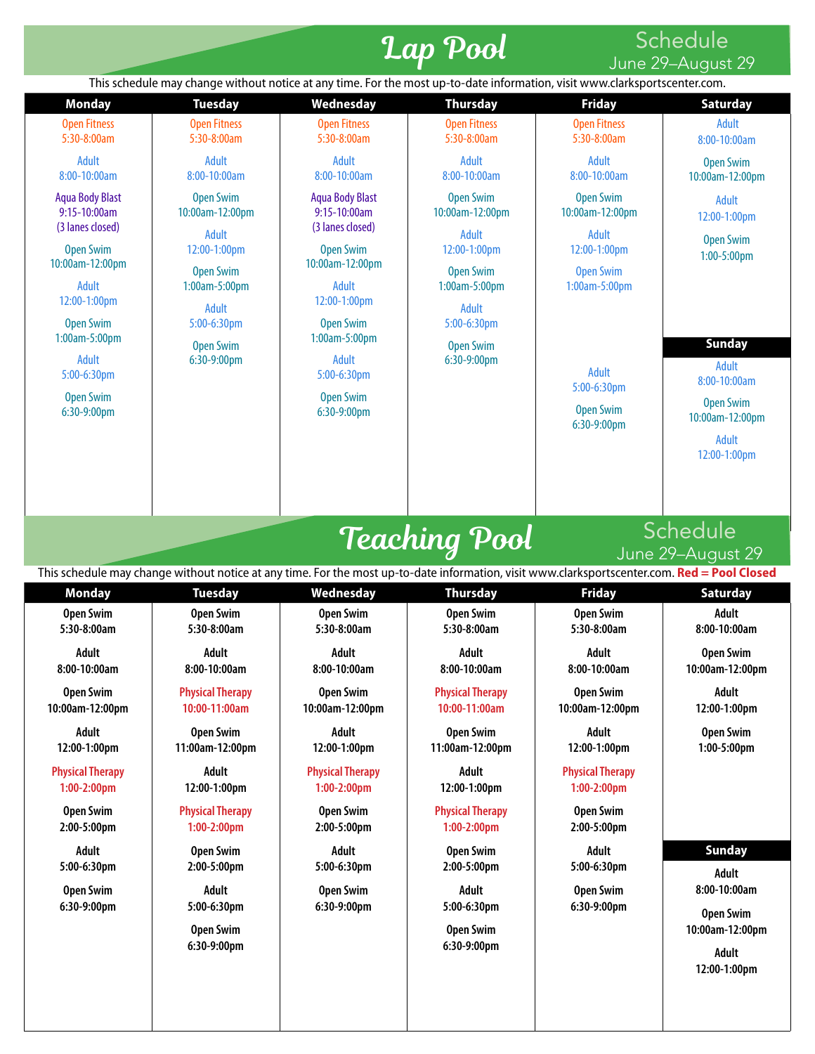# Lap Pool Schedule

June 29–August 29

This schedule may change without notice at any time. For the most up-to-date information, visit www.clarksportscenter.com.

| Monday | Tuesday | Wednesday | Thursday | Friday | Saturday |
|---|---|---|---|---|---|
| Open Fitness 5:30-8:00am | Open Fitness 5:30-8:00am | Open Fitness 5:30-8:00am | Open Fitness 5:30-8:00am | Open Fitness 5:30-8:00am | Adult 8:00-10:00am |
| Adult 8:00-10:00am | Adult 8:00-10:00am | Adult 8:00-10:00am | Adult 8:00-10:00am | Adult 8:00-10:00am | Open Swim 10:00am-12:00pm |
| Aqua Body Blast 9:15-10:00am (3 lanes closed) | Open Swim 10:00am-12:00pm | Aqua Body Blast 9:15-10:00am (3 lanes closed) | Open Swim 10:00am-12:00pm | Open Swim 10:00am-12:00pm | Adult 12:00-1:00pm |
| Open Swim 10:00am-12:00pm | Adult 12:00-1:00pm | Open Swim 10:00am-12:00pm | Adult 12:00-1:00pm | Adult 12:00-1:00pm | Open Swim 1:00-5:00pm |
| Adult 12:00-1:00pm | Open Swim 1:00am-5:00pm | Adult 12:00-1:00pm | Open Swim 1:00am-5:00pm | Open Swim 1:00am-5:00pm | **Sunday** |
| Open Swim 1:00am-5:00pm | Adult 5:00-6:30pm | Open Swim 1:00am-5:00pm | Adult 5:00-6:30pm | Adult 5:00-6:30pm | Adult 8:00-10:00am |
| Adult 5:00-6:30pm | Open Swim 6:30-9:00pm | Adult 5:00-6:30pm | Open Swim 6:30-9:00pm | Open Swim 6:30-9:00pm | Open Swim 10:00am-12:00pm |
| Open Swim 6:30-9:00pm | | Open Swim 6:30-9:00pm | | | Adult 12:00-1:00pm |

# Teaching Pool Schedule

June 29–August 29

This schedule may change without notice at any time. For the most up-to-date information, visit www.clarksportscenter.com. **Red = Pool Closed**

| Monday | Tuesday | Wednesday | Thursday | Friday | Saturday |
|---|---|---|---|---|---|
| Open Swim 5:30-8:00am | Open Swim 5:30-8:00am | Open Swim 5:30-8:00am | Open Swim 5:30-8:00am | Open Swim 5:30-8:00am | Adult 8:00-10:00am |
| Adult 8:00-10:00am | Adult 8:00-10:00am | Adult 8:00-10:00am | Adult 8:00-10:00am | Adult 8:00-10:00am | Open Swim 10:00am-12:00pm |
| Open Swim 10:00am-12:00pm | Physical Therapy 10:00-11:00am | Open Swim 10:00am-12:00pm | Physical Therapy 10:00-11:00am | Open Swim 10:00am-12:00pm | Adult 12:00-1:00pm |
| Adult 12:00-1:00pm | Open Swim 11:00am-12:00pm | Adult 12:00-1:00pm | Open Swim 11:00am-12:00pm | Adult 12:00-1:00pm | Open Swim 1:00-5:00pm |
| Physical Therapy 1:00-2:00pm | Adult 12:00-1:00pm | Physical Therapy 1:00-2:00pm | Adult 12:00-1:00pm | Physical Therapy 1:00-2:00pm | |
| Open Swim 2:00-5:00pm | Physical Therapy 1:00-2:00pm | Open Swim 2:00-5:00pm | Physical Therapy 1:00-2:00pm | Open Swim 2:00-5:00pm | **Sunday** |
| Adult 5:00-6:30pm | Open Swim 2:00-5:00pm | Adult 5:00-6:30pm | Open Swim 2:00-5:00pm | Adult 5:00-6:30pm | Adult 8:00-10:00am |
| Open Swim 6:30-9:00pm | Adult 5:00-6:30pm | Open Swim 6:30-9:00pm | Adult 5:00-6:30pm | Open Swim 6:30-9:00pm | Open Swim 10:00am-12:00pm |
| | Open Swim 6:30-9:00pm | | Open Swim 6:30-9:00pm | | Adult 12:00-1:00pm |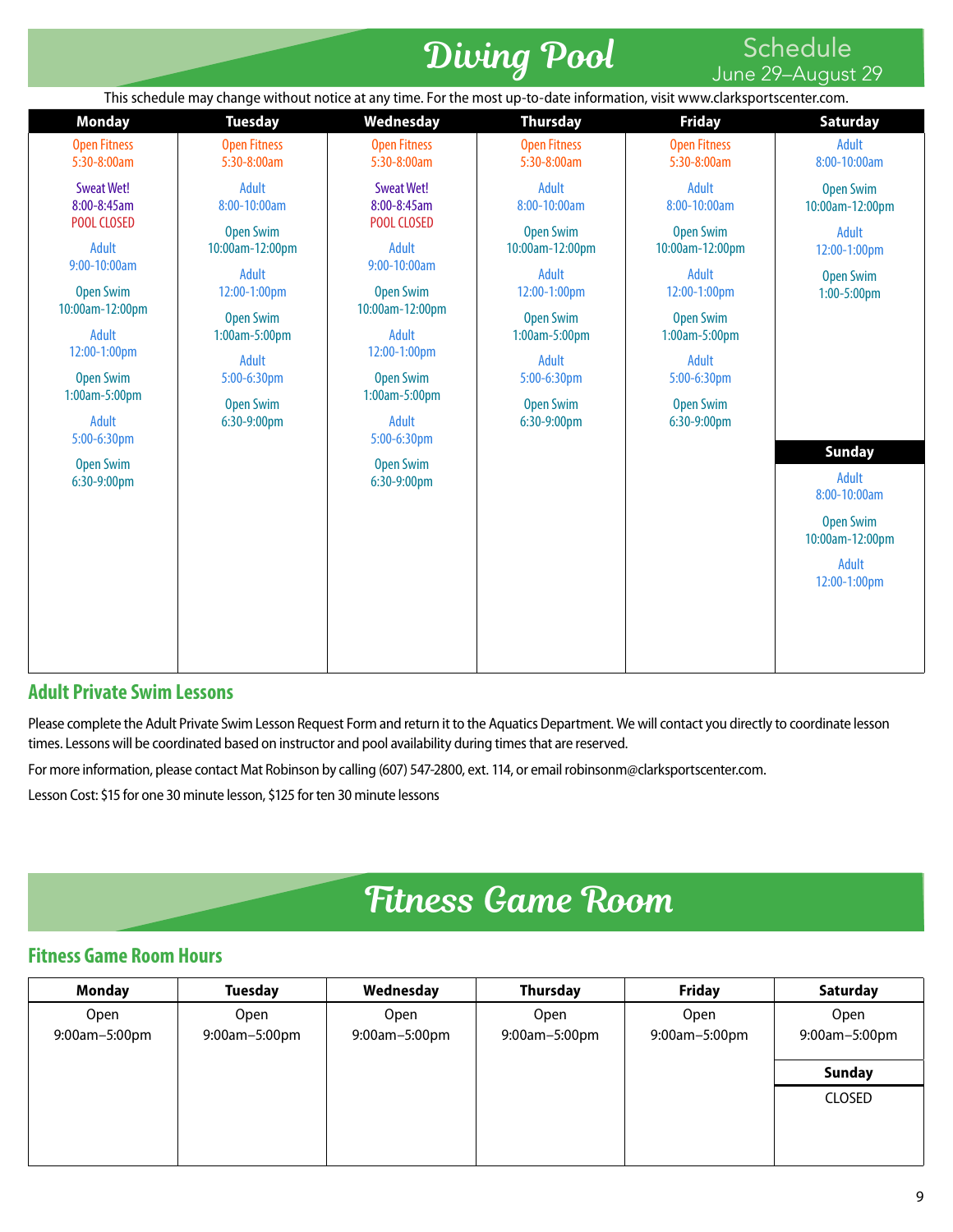# Diving Pool

## Schedule June 29–August 29

This schedule may change without notice at any time. For the most up-to-date information, visit www.clarksportscenter.com.

| Monday | Tuesday | Wednesday | Thursday | Friday | Saturday |
|---|---|---|---|---|---|
| Open Fitness 5:30-8:00am | Open Fitness 5:30-8:00am | Open Fitness 5:30-8:00am | Open Fitness 5:30-8:00am | Open Fitness 5:30-8:00am | Adult 8:00-10:00am |
| Sweat Wet! 8:00-8:45am POOL CLOSED | Adult 8:00-10:00am | Sweat Wet! 8:00-8:45am POOL CLOSED | Adult 8:00-10:00am | Adult 8:00-10:00am | Open Swim 10:00am-12:00pm |
| Adult 9:00-10:00am | Open Swim 10:00am-12:00pm | Adult 9:00-10:00am | Open Swim 10:00am-12:00pm | Open Swim 10:00am-12:00pm | Adult 12:00-1:00pm |
| Open Swim 10:00am-12:00pm | Adult 12:00-1:00pm | Open Swim 10:00am-12:00pm | Adult 12:00-1:00pm | Adult 12:00-1:00pm | Open Swim 1:00-5:00pm |
| Adult 12:00-1:00pm | Open Swim 1:00am-5:00pm | Adult 12:00-1:00pm | Open Swim 1:00am-5:00pm | Open Swim 1:00am-5:00pm | |
| Open Swim 1:00am-5:00pm | Adult 5:00-6:30pm | Open Swim 1:00am-5:00pm | Adult 5:00-6:30pm | Adult 5:00-6:30pm | |
| Adult 5:00-6:30pm | Open Swim 6:30-9:00pm | Adult 5:00-6:30pm | Open Swim 6:30-9:00pm | Open Swim 6:30-9:00pm | |
| Open Swim 6:30-9:00pm | | Open Swim 6:30-9:00pm | | | |

| Sunday |
|---|
| Adult 8:00-10:00am |
| Open Swim 10:00am-12:00pm |
| Adult 12:00-1:00pm |

## Adult Private Swim Lessons

Please complete the Adult Private Swim Lesson Request Form and return it to the Aquatics Department. We will contact you directly to coordinate lesson times. Lessons will be coordinated based on instructor and pool availability during times that are reserved.

For more information, please contact Mat Robinson by calling (607) 547-2800, ext. 114, or email robinsonm@clarksportscenter.com.

Lesson Cost: $15 for one 30 minute lesson, $125 for ten 30 minute lessons

# Fitness Game Room

## Fitness Game Room Hours

| Monday | Tuesday | Wednesday | Thursday | Friday | Saturday | Sunday |
|---|---|---|---|---|---|---|
| Open 9:00am–5:00pm | Open 9:00am–5:00pm | Open 9:00am–5:00pm | Open 9:00am–5:00pm | Open 9:00am–5:00pm | Open 9:00am–5:00pm | CLOSED |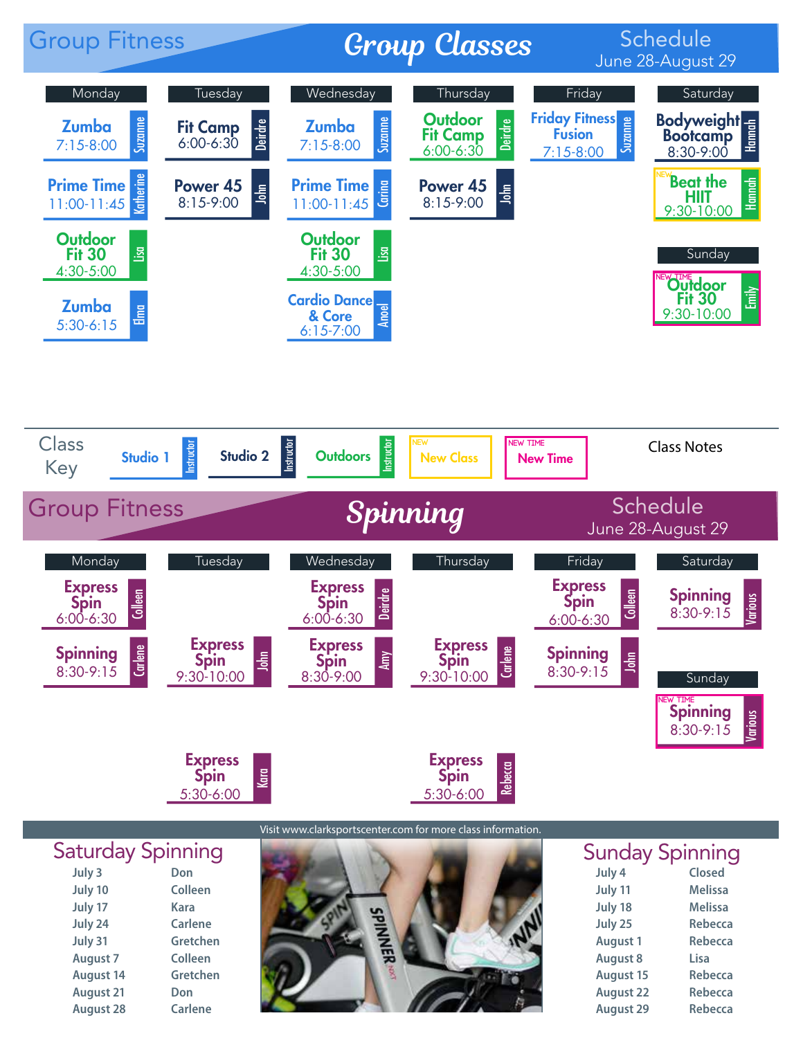# Group Fitness — Group Classes Schedule

June 28-August 29

| Monday | Tuesday | Wednesday | Thursday | Friday | Saturday |
|---|---|---|---|---|---|
| Zumba 7:15-8:00 (Suzanne) | Fit Camp 6:00-6:30 (Deirdre) | Zumba 7:15-8:00 (Suzanne) | Outdoor Fit Camp 6:00-6:30 (Deirdre) | Friday Fitness Fusion 7:15-8:00 (Suzanne) | Bodyweight Bootcamp 8:30-9:00 (Hannah) |
| Prime Time 11:00-11:45 (Katherine) | Power 45 8:15-9:00 (John) | Prime Time 11:00-11:45 (Carina) | Power 45 8:15-9:00 (John) | | NEW Beat the HIIT 9:30-10:00 (Hannah) |
| Outdoor Fit 30 4:30-5:00 (Lisa) | | Outdoor Fit 30 4:30-5:00 (Lisa) | | | **Sunday** |
| Zumba 5:30-6:15 (Elma) | | Cardio Dance & Core 6:15-7:00 (Anoel) | | | NEW TIME Outdoor Fit 30 9:30-10:00 (Emily) |

## Class Key

Studio 1 (Instructor) | Studio 2 (Instructor) | Outdoors (Instructor) | NEW New Class | NEW TIME New Time

Class Notes

# Group Fitness — Spinning Schedule

June 28-August 29

| Monday | Tuesday | Wednesday | Thursday | Friday | Saturday |
|---|---|---|---|---|---|
| Express Spin 6:00-6:30 (Colleen) | | Express Spin 6:00-6:30 (Deirdre) | | Express Spin 6:00-6:30 (Colleen) | Spinning 8:30-9:15 (Various) |
| Spinning 8:30-9:15 (Carlene) | Express Spin 9:30-10:00 (John) | Express Spin 8:30-9:00 (Amy) | Express Spin 9:30-10:00 (Carlene) | Spinning 8:30-9:15 (John) | **Sunday** |
| | Express Spin 5:30-6:00 (Kara) | | Express Spin 5:30-6:00 (Rebecca) | | NEW TIME Spinning 8:30-9:15 (Various) |

Visit www.clarksportscenter.com for more class information.

## Saturday Spinning

| Date | Instructor |
|---|---|
| July 3 | Don |
| July 10 | Colleen |
| July 17 | Kara |
| July 24 | Carlene |
| July 31 | Gretchen |
| August 7 | Colleen |
| August 14 | Gretchen |
| August 21 | Don |
| August 28 | Carlene |

## Sunday Spinning

| Date | Instructor |
|---|---|
| July 4 | Closed |
| July 11 | Melissa |
| July 18 | Melissa |
| July 25 | Rebecca |
| August 1 | Rebecca |
| August 8 | Lisa |
| August 15 | Rebecca |
| August 22 | Rebecca |
| August 29 | Rebecca |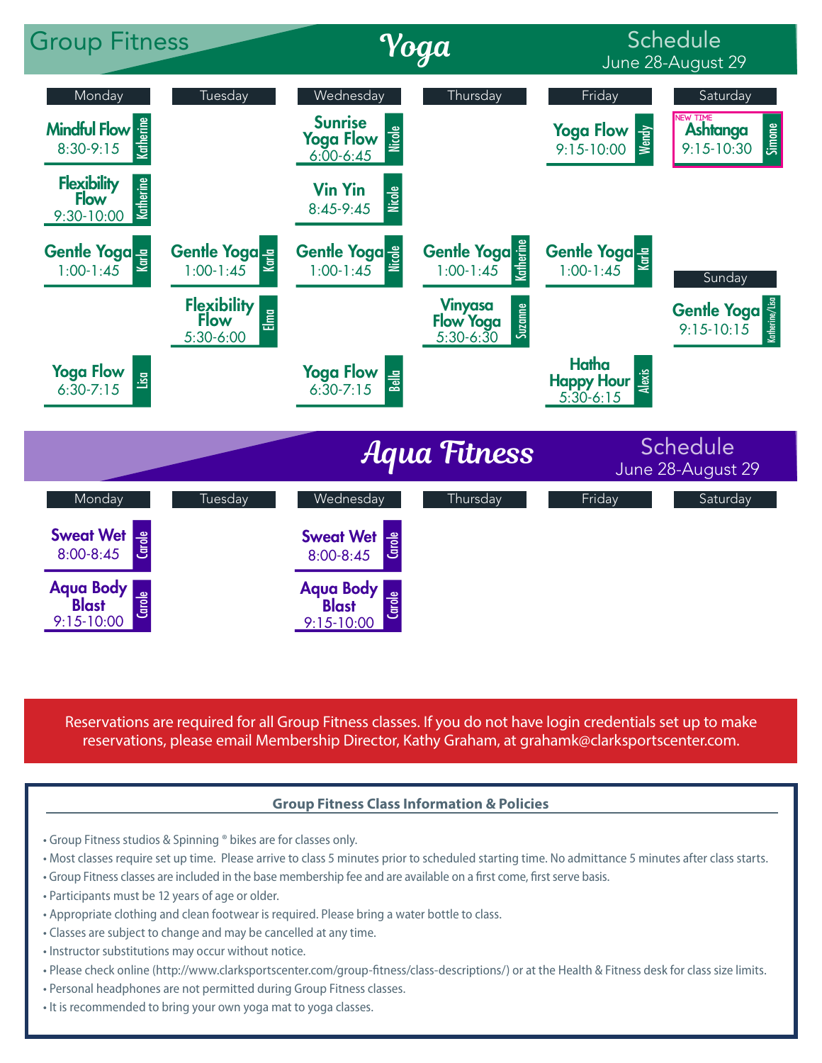# Group Fitness Yoga Schedule

June 28-August 29

| Monday | Tuesday | Wednesday | Thursday | Friday | Saturday |
|---|---|---|---|---|---|
| **Mindful Flow** 8:30-9:15 (Katherine) | | **Sunrise Yoga Flow** 6:00-6:45 (Nicole) | | **Yoga Flow** 9:15-10:00 (Wendy) | NEW TIME **Ashtanga** 9:15-10:30 (Simone) |
| **Flexibility Flow** 9:30-10:00 (Katherine) | | **Vin Yin** 8:45-9:45 (Nicole) | | | |
| **Gentle Yoga** 1:00-1:45 (Karla) | **Gentle Yoga** 1:00-1:45 (Karla) | **Gentle Yoga** 1:00-1:45 (Nicole) | **Gentle Yoga** 1:00-1:45 (Katherine) | **Gentle Yoga** 1:00-1:45 (Karla) | **Sunday** |
| | **Flexibility Flow** 5:30-6:00 (Elma) | | **Vinyasa Flow Yoga** 5:30-6:30 (Suzanne) | | **Gentle Yoga** 9:15-10:15 (Katherine/Lisa) |
| **Yoga Flow** 6:30-7:15 (Lisa) | | **Yoga Flow** 6:30-7:15 (Bella) | | **Hatha Happy Hour** 5:30-6:15 (Alexis) | |

# Aqua Fitness Schedule

June 28-August 29

| Monday | Tuesday | Wednesday | Thursday | Friday | Saturday |
|---|---|---|---|---|---|
| **Sweat Wet** 8:00-8:45 (Carole) | | **Sweat Wet** 8:00-8:45 (Carole) | | | |
| **Aqua Body Blast** 9:15-10:00 (Carole) | | **Aqua Body Blast** 9:15-10:00 (Carole) | | | |

Reservations are required for all Group Fitness classes. If you do not have login credentials set up to make reservations, please email Membership Director, Kathy Graham, at grahamk@clarksportscenter.com.

## Group Fitness Class Information & Policies

- Group Fitness studios & Spinning ® bikes are for classes only.
- Most classes require set up time. Please arrive to class 5 minutes prior to scheduled starting time. No admittance 5 minutes after class starts.
- Group Fitness classes are included in the base membership fee and are available on a first come, first serve basis.
- Participants must be 12 years of age or older.
- Appropriate clothing and clean footwear is required. Please bring a water bottle to class.
- Classes are subject to change and may be cancelled at any time.
- Instructor substitutions may occur without notice.
- Please check online (http://www.clarksportscenter.com/group-fitness/class-descriptions/) or at the Health & Fitness desk for class size limits.
- Personal headphones are not permitted during Group Fitness classes.
- It is recommended to bring your own yoga mat to yoga classes.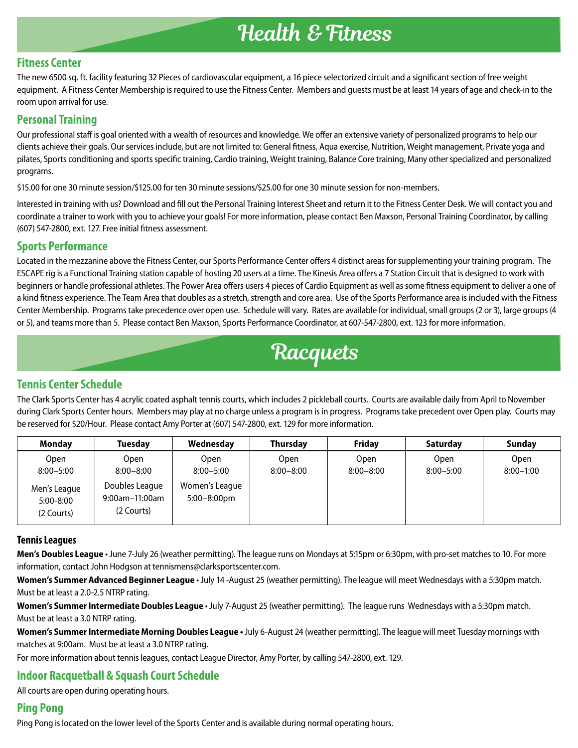# Health & Fitness

## Fitness Center

The new 6500 sq. ft. facility featuring 32 Pieces of cardiovascular equipment, a 16 piece selectorized circuit and a significant section of free weight equipment. A Fitness Center Membership is required to use the Fitness Center. Members and guests must be at least 14 years of age and check-in to the room upon arrival for use.

## Personal Training

Our professional staff is goal oriented with a wealth of resources and knowledge. We offer an extensive variety of personalized programs to help our clients achieve their goals. Our services include, but are not limited to: General fitness, Aqua exercise, Nutrition, Weight management, Private yoga and pilates, Sports conditioning and sports specific training, Cardio training, Weight training, Balance Core training, Many other specialized and personalized programs.

$15.00 for one 30 minute session/$125.00 for ten 30 minute sessions/$25.00 for one 30 minute session for non-members.

Interested in training with us? Download and fill out the Personal Training Interest Sheet and return it to the Fitness Center Desk. We will contact you and coordinate a trainer to work with you to achieve your goals! For more information, please contact Ben Maxson, Personal Training Coordinator, by calling (607) 547-2800, ext. 127. Free initial fitness assessment.

## Sports Performance

Located in the mezzanine above the Fitness Center, our Sports Performance Center offers 4 distinct areas for supplementing your training program. The ESCAPE rig is a Functional Training station capable of hosting 20 users at a time. The Kinesis Area offers a 7 Station Circuit that is designed to work with beginners or handle professional athletes. The Power Area offers users 4 pieces of Cardio Equipment as well as some fitness equipment to deliver a one of a kind fitness experience. The Team Area that doubles as a stretch, strength and core area. Use of the Sports Performance area is included with the Fitness Center Membership. Programs take precedence over open use. Schedule will vary. Rates are available for individual, small groups (2 or 3), large groups (4 or 5), and teams more than 5. Please contact Ben Maxson, Sports Performance Coordinator, at 607-547-2800, ext. 123 for more information.

# Racquets

## Tennis Center Schedule

The Clark Sports Center has 4 acrylic coated asphalt tennis courts, which includes 2 pickleball courts. Courts are available daily from April to November during Clark Sports Center hours. Members may play at no charge unless a program is in progress. Programs take precedent over Open play. Courts may be reserved for $20/Hour. Please contact Amy Porter at (607) 547-2800, ext. 129 for more information.

| Monday | Tuesday | Wednesday | Thursday | Friday | Saturday | Sunday |
|---|---|---|---|---|---|---|
| Open 8:00–5:00 | Open 8:00–8:00 | Open 8:00–5:00 | Open 8:00–8:00 | Open 8:00–8:00 | Open 8:00–5:00 | Open 8:00–1:00 |
| Men's League 5:00-8:00 (2 Courts) | Doubles League 9:00am–11:00am (2 Courts) | Women's League 5:00–8:00pm | | | | |

### Tennis Leagues

**Men's Doubles League •** June 7-July 26 (weather permitting). The league runs on Mondays at 5:15pm or 6:30pm, with pro-set matches to 10. For more information, contact John Hodgson at tennismens@clarksportscenter.com.

**Women's Summer Advanced Beginner League •** July 14 -August 25 (weather permitting). The league will meet Wednesdays with a 5:30pm match. Must be at least a 2.0-2.5 NTRP rating.

**Women's Summer Intermediate Doubles League •** July 7-August 25 (weather permitting). The league runs Wednesdays with a 5:30pm match. Must be at least a 3.0 NTRP rating.

**Women's Summer Intermediate Morning Doubles League •** July 6-August 24 (weather permitting). The league will meet Tuesday mornings with matches at 9:00am. Must be at least a 3.0 NTRP rating.

For more information about tennis leagues, contact League Director, Amy Porter, by calling 547-2800, ext. 129.

## Indoor Racquetball & Squash Court Schedule

All courts are open during operating hours.

## Ping Pong

Ping Pong is located on the lower level of the Sports Center and is available during normal operating hours.